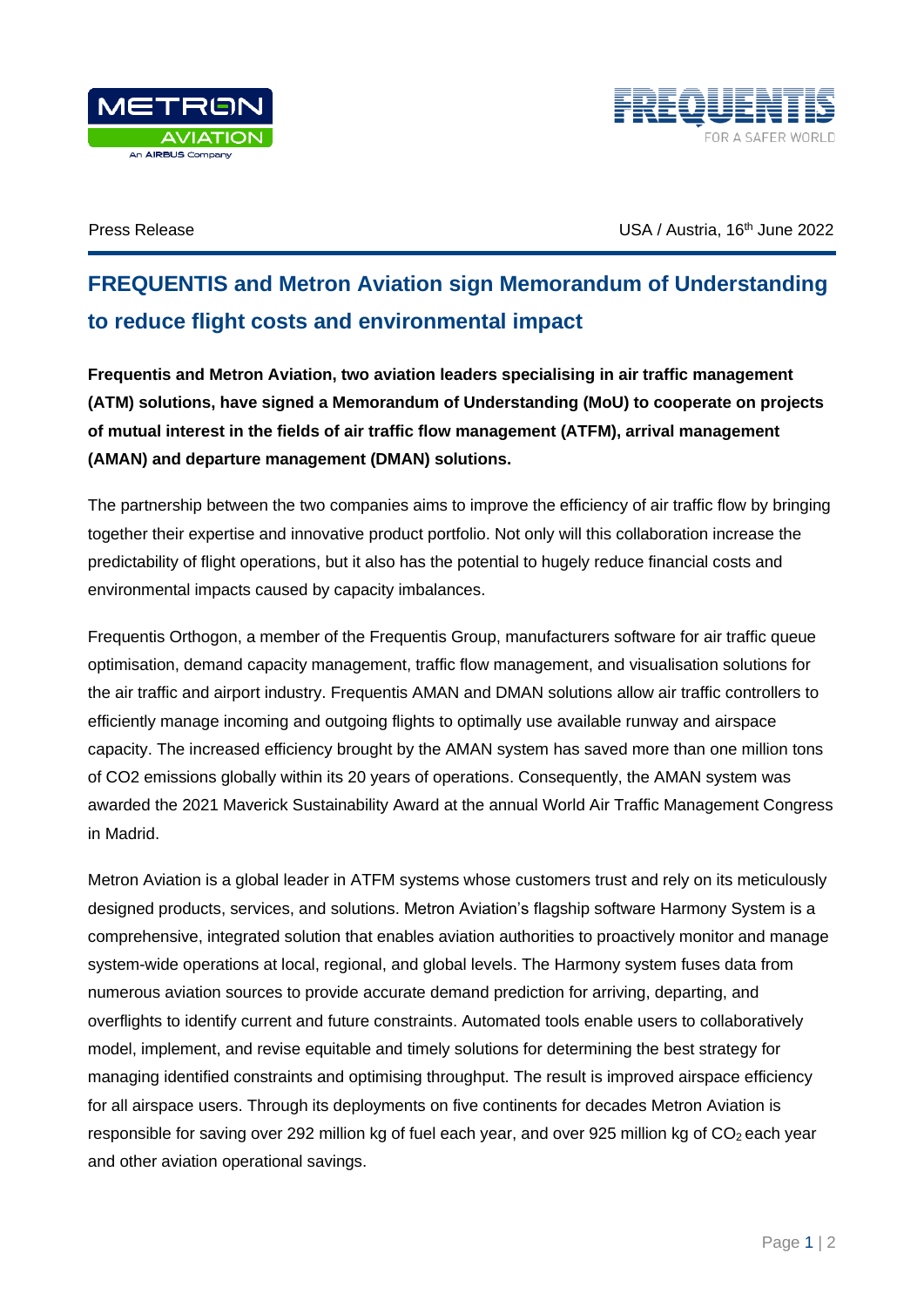Press Release

USA / Austria, 16th June 2022

# FREQUENTIS and Metron Aviation sign Memorandum of Understanding to reduce flight costs and environmental impact

**Frequentis and Metron Aviation, two aviation leaders specialising in air traffic management (ATM) solutions, have signed a Memorandum of Understanding (MoU) to cooperate on projects of mutual interest in the fields of air traffic flow management (ATFM), arrival management (AMAN) and departure management (DMAN) solutions.**

The partnership between the two companies aims to improve the efficiency of air traffic flow by bringing together their expertise and innovative product portfolio. Not only will this collaboration increase the predictability of flight operations, but it also has the potential to hugely reduce financial costs and environmental impacts caused by capacity imbalances.

Frequentis Orthogon, a member of the Frequentis Group, manufacturers software for air traffic queue optimisation, demand capacity management, traffic flow management, and visualisation solutions for the air traffic and airport industry. Frequentis AMAN and DMAN solutions allow air traffic controllers to efficiently manage incoming and outgoing flights to optimally use available runway and airspace capacity. The increased efficiency brought by the AMAN system has saved more than one million tons of CO2 emissions globally within its 20 years of operations. Consequently, the AMAN system was awarded the 2021 Maverick Sustainability Award at the annual World Air Traffic Management Congress in Madrid.

Metron Aviation is a global leader in ATFM systems whose customers trust and rely on its meticulously designed products, services, and solutions. Metron Aviation's flagship software Harmony System is a comprehensive, integrated solution that enables aviation authorities to proactively monitor and manage system-wide operations at local, regional, and global levels. The Harmony system fuses data from numerous aviation sources to provide accurate demand prediction for arriving, departing, and overflights to identify current and future constraints. Automated tools enable users to collaboratively model, implement, and revise equitable and timely solutions for determining the best strategy for managing identified constraints and optimising throughput. The result is improved airspace efficiency for all airspace users. Through its deployments on five continents for decades Metron Aviation is responsible for saving over 292 million kg of fuel each year, and over 925 million kg of $CO_2$ each year and other aviation operational savings.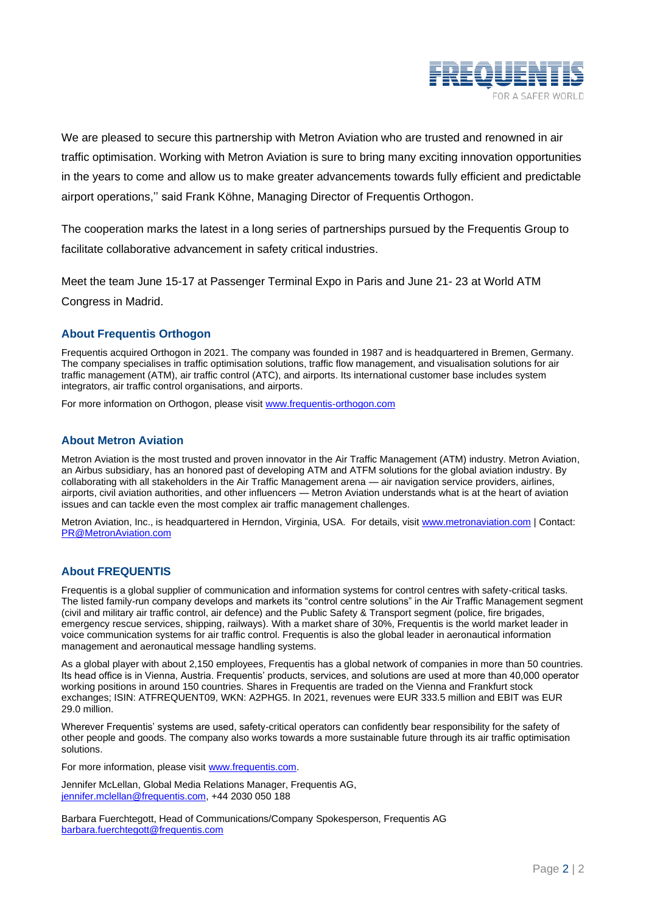We are pleased to secure this partnership with Metron Aviation who are trusted and renowned in air traffic optimisation. Working with Metron Aviation is sure to bring many exciting innovation opportunities in the years to come and allow us to make greater advancements towards fully efficient and predictable airport operations,'' said Frank Köhne, Managing Director of Frequentis Orthogon.

The cooperation marks the latest in a long series of partnerships pursued by the Frequentis Group to facilitate collaborative advancement in safety critical industries.

Meet the team June 15-17 at Passenger Terminal Expo in Paris and June 21- 23 at World ATM Congress in Madrid.

## About Frequentis Orthogon

Frequentis acquired Orthogon in 2021. The company was founded in 1987 and is headquartered in Bremen, Germany. The company specialises in traffic optimisation solutions, traffic flow management, and visualisation solutions for air traffic management (ATM), air traffic control (ATC), and airports. Its international customer base includes system integrators, air traffic control organisations, and airports.

For more information on Orthogon, please visit www.frequentis-orthogon.com

## About Metron Aviation

Metron Aviation is the most trusted and proven innovator in the Air Traffic Management (ATM) industry. Metron Aviation, an Airbus subsidiary, has an honored past of developing ATM and ATFM solutions for the global aviation industry. By collaborating with all stakeholders in the Air Traffic Management arena — air navigation service providers, airlines, airports, civil aviation authorities, and other influencers — Metron Aviation understands what is at the heart of aviation issues and can tackle even the most complex air traffic management challenges.

Metron Aviation, Inc., is headquartered in Herndon, Virginia, USA. For details, visit www.metronaviation.com | Contact: PR@MetronAviation.com

## About FREQUENTIS

Frequentis is a global supplier of communication and information systems for control centres with safety-critical tasks. The listed family-run company develops and markets its "control centre solutions" in the Air Traffic Management segment (civil and military air traffic control, air defence) and the Public Safety & Transport segment (police, fire brigades, emergency rescue services, shipping, railways). With a market share of 30%, Frequentis is the world market leader in voice communication systems for air traffic control. Frequentis is also the global leader in aeronautical information management and aeronautical message handling systems.

As a global player with about 2,150 employees, Frequentis has a global network of companies in more than 50 countries. Its head office is in Vienna, Austria. Frequentis' products, services, and solutions are used at more than 40,000 operator working positions in around 150 countries. Shares in Frequentis are traded on the Vienna and Frankfurt stock exchanges; ISIN: ATFREQUENT09, WKN: A2PHG5. In 2021, revenues were EUR 333.5 million and EBIT was EUR 29.0 million.

Wherever Frequentis' systems are used, safety-critical operators can confidently bear responsibility for the safety of other people and goods. The company also works towards a more sustainable future through its air traffic optimisation solutions.

For more information, please visit www.frequentis.com.

Jennifer McLellan, Global Media Relations Manager, Frequentis AG,
jennifer.mclellan@frequentis.com, +44 2030 050 188

Barbara Fuerchtegott, Head of Communications/Company Spokesperson, Frequentis AG
barbara.fuerchtegott@frequentis.com